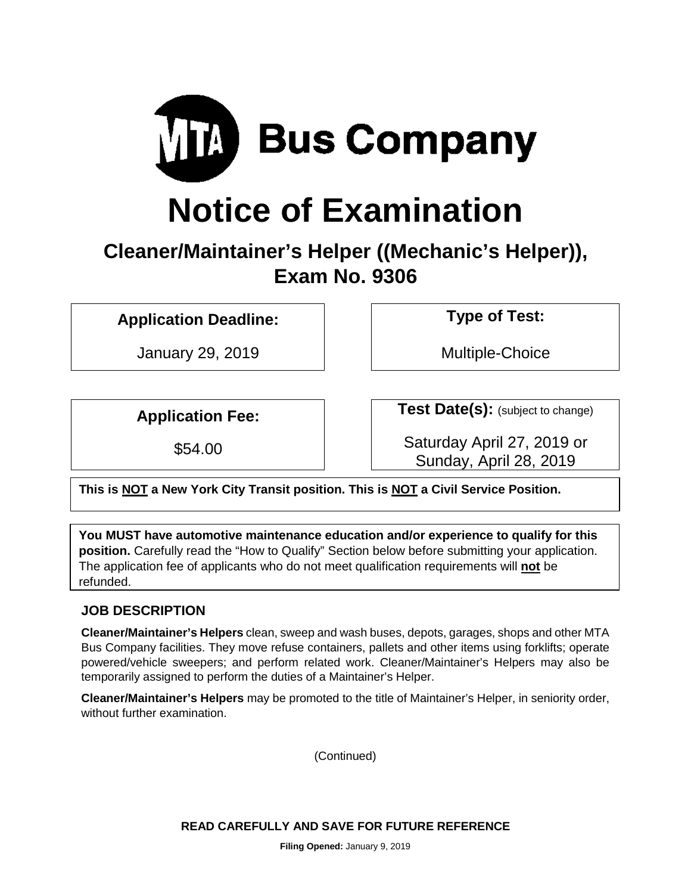# MTA Bus Company

# Notice of Examination

## Cleaner/Maintainer's Helper ((Mechanic's Helper)), Exam No. 9306

| **Application Deadline:** | **Type of Test:** |
| --- | --- |
| January 29, 2019 | Multiple-Choice |

| **Application Fee:** | **Test Date(s):** (subject to change) |
| --- | --- |
| $54.00 | Saturday April 27, 2019 or Sunday, April 28, 2019 |

**This is NOT a New York City Transit position. This is NOT a Civil Service Position.**

**You MUST have automotive maintenance education and/or experience to qualify for this position.** Carefully read the "How to Qualify" Section below before submitting your application. The application fee of applicants who do not meet qualification requirements will **not** be refunded.

### JOB DESCRIPTION

**Cleaner/Maintainer's Helpers** clean, sweep and wash buses, depots, garages, shops and other MTA Bus Company facilities. They move refuse containers, pallets and other items using forklifts; operate powered/vehicle sweepers; and perform related work. Cleaner/Maintainer's Helpers may also be temporarily assigned to perform the duties of a Maintainer's Helper.

**Cleaner/Maintainer's Helpers** may be promoted to the title of Maintainer's Helper, in seniority order, without further examination.

(Continued)

**READ CAREFULLY AND SAVE FOR FUTURE REFERENCE**

**Filing Opened:** January 9, 2019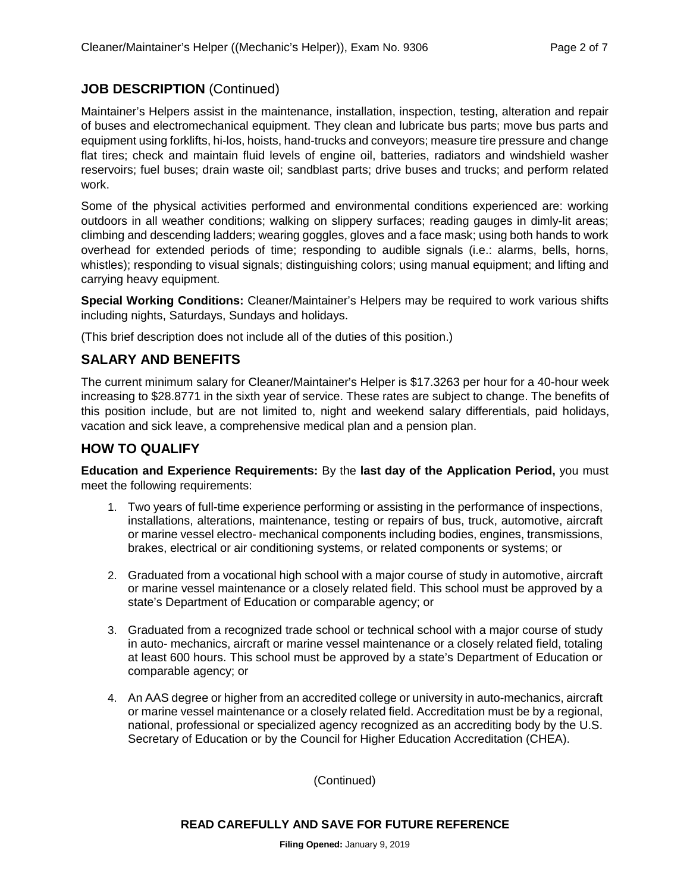## JOB DESCRIPTION (Continued)

Maintainer's Helpers assist in the maintenance, installation, inspection, testing, alteration and repair of buses and electromechanical equipment. They clean and lubricate bus parts; move bus parts and equipment using forklifts, hi-los, hoists, hand-trucks and conveyors; measure tire pressure and change flat tires; check and maintain fluid levels of engine oil, batteries, radiators and windshield washer reservoirs; fuel buses; drain waste oil; sandblast parts; drive buses and trucks; and perform related work.

Some of the physical activities performed and environmental conditions experienced are: working outdoors in all weather conditions; walking on slippery surfaces; reading gauges in dimly-lit areas; climbing and descending ladders; wearing goggles, gloves and a face mask; using both hands to work overhead for extended periods of time; responding to audible signals (i.e.: alarms, bells, horns, whistles); responding to visual signals; distinguishing colors; using manual equipment; and lifting and carrying heavy equipment.

**Special Working Conditions:** Cleaner/Maintainer's Helpers may be required to work various shifts including nights, Saturdays, Sundays and holidays.

(This brief description does not include all of the duties of this position.)

## SALARY AND BENEFITS

The current minimum salary for Cleaner/Maintainer's Helper is $17.3263 per hour for a 40-hour week increasing to $28.8771 in the sixth year of service. These rates are subject to change. The benefits of this position include, but are not limited to, night and weekend salary differentials, paid holidays, vacation and sick leave, a comprehensive medical plan and a pension plan.

## HOW TO QUALIFY

**Education and Experience Requirements:** By the **last day of the Application Period,** you must meet the following requirements:

1. Two years of full-time experience performing or assisting in the performance of inspections, installations, alterations, maintenance, testing or repairs of bus, truck, automotive, aircraft or marine vessel electro- mechanical components including bodies, engines, transmissions, brakes, electrical or air conditioning systems, or related components or systems; or

2. Graduated from a vocational high school with a major course of study in automotive, aircraft or marine vessel maintenance or a closely related field. This school must be approved by a state's Department of Education or comparable agency; or

3. Graduated from a recognized trade school or technical school with a major course of study in auto- mechanics, aircraft or marine vessel maintenance or a closely related field, totaling at least 600 hours. This school must be approved by a state's Department of Education or comparable agency; or

4. An AAS degree or higher from an accredited college or university in auto-mechanics, aircraft or marine vessel maintenance or a closely related field. Accreditation must be by a regional, national, professional or specialized agency recognized as an accrediting body by the U.S. Secretary of Education or by the Council for Higher Education Accreditation (CHEA).

(Continued)

**READ CAREFULLY AND SAVE FOR FUTURE REFERENCE**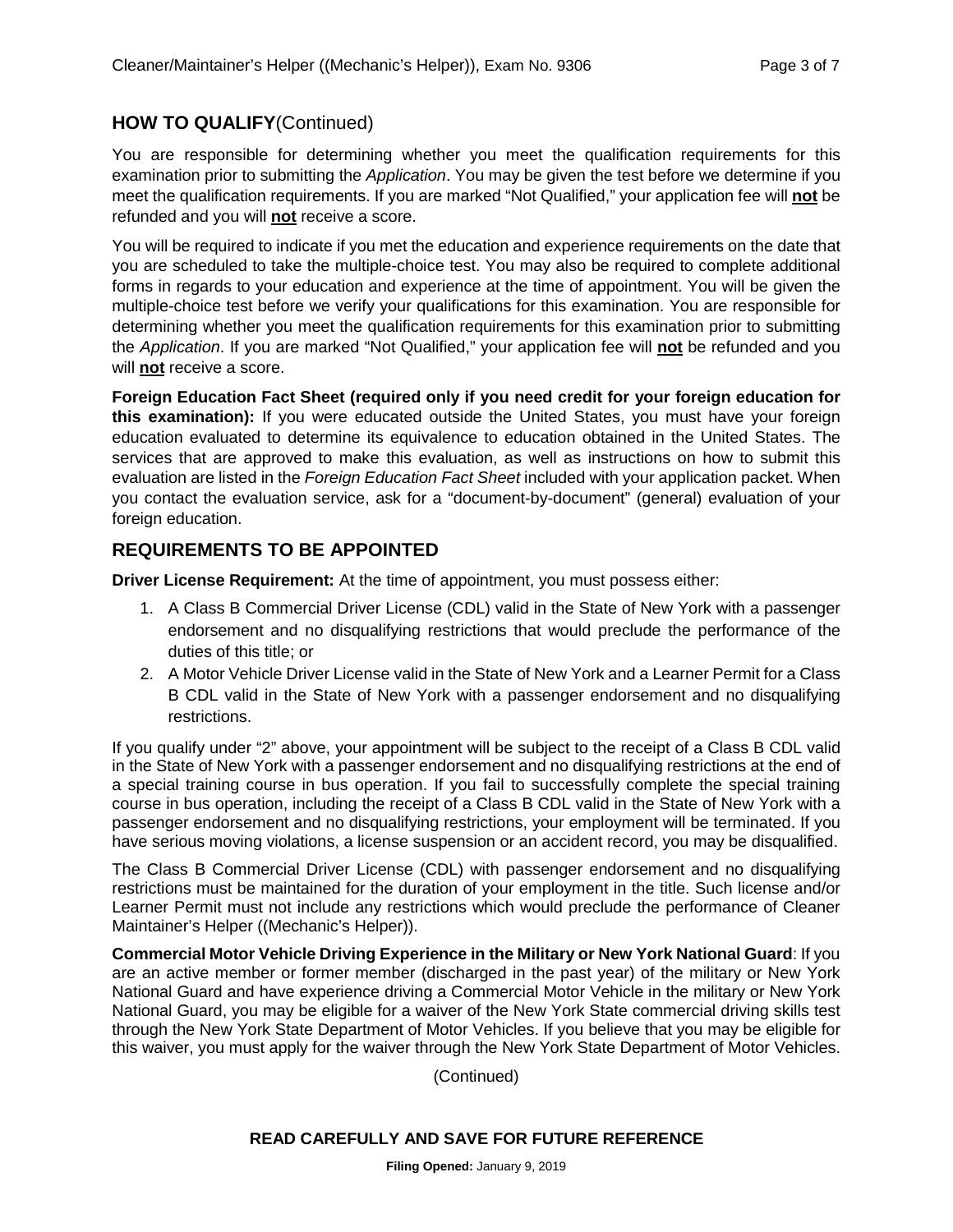## HOW TO QUALIFY (Continued)

You are responsible for determining whether you meet the qualification requirements for this examination prior to submitting the *Application*. You may be given the test before we determine if you meet the qualification requirements. If you are marked "Not Qualified," your application fee will **not** be refunded and you will **not** receive a score.

You will be required to indicate if you met the education and experience requirements on the date that you are scheduled to take the multiple-choice test. You may also be required to complete additional forms in regards to your education and experience at the time of appointment. You will be given the multiple-choice test before we verify your qualifications for this examination. You are responsible for determining whether you meet the qualification requirements for this examination prior to submitting the *Application*. If you are marked "Not Qualified," your application fee will **not** be refunded and you will **not** receive a score.

**Foreign Education Fact Sheet (required only if you need credit for your foreign education for this examination):** If you were educated outside the United States, you must have your foreign education evaluated to determine its equivalence to education obtained in the United States. The services that are approved to make this evaluation, as well as instructions on how to submit this evaluation are listed in the *Foreign Education Fact Sheet* included with your application packet. When you contact the evaluation service, ask for a "document-by-document" (general) evaluation of your foreign education.

## REQUIREMENTS TO BE APPOINTED

**Driver License Requirement:** At the time of appointment, you must possess either:

1. A Class B Commercial Driver License (CDL) valid in the State of New York with a passenger endorsement and no disqualifying restrictions that would preclude the performance of the duties of this title; or
2. A Motor Vehicle Driver License valid in the State of New York and a Learner Permit for a Class B CDL valid in the State of New York with a passenger endorsement and no disqualifying restrictions.

If you qualify under "2" above, your appointment will be subject to the receipt of a Class B CDL valid in the State of New York with a passenger endorsement and no disqualifying restrictions at the end of a special training course in bus operation. If you fail to successfully complete the special training course in bus operation, including the receipt of a Class B CDL valid in the State of New York with a passenger endorsement and no disqualifying restrictions, your employment will be terminated. If you have serious moving violations, a license suspension or an accident record, you may be disqualified.

The Class B Commercial Driver License (CDL) with passenger endorsement and no disqualifying restrictions must be maintained for the duration of your employment in the title. Such license and/or Learner Permit must not include any restrictions which would preclude the performance of Cleaner Maintainer's Helper ((Mechanic's Helper)).

**Commercial Motor Vehicle Driving Experience in the Military or New York National Guard**: If you are an active member or former member (discharged in the past year) of the military or New York National Guard and have experience driving a Commercial Motor Vehicle in the military or New York National Guard, you may be eligible for a waiver of the New York State commercial driving skills test through the New York State Department of Motor Vehicles. If you believe that you may be eligible for this waiver, you must apply for the waiver through the New York State Department of Motor Vehicles.

(Continued)

**READ CAREFULLY AND SAVE FOR FUTURE REFERENCE**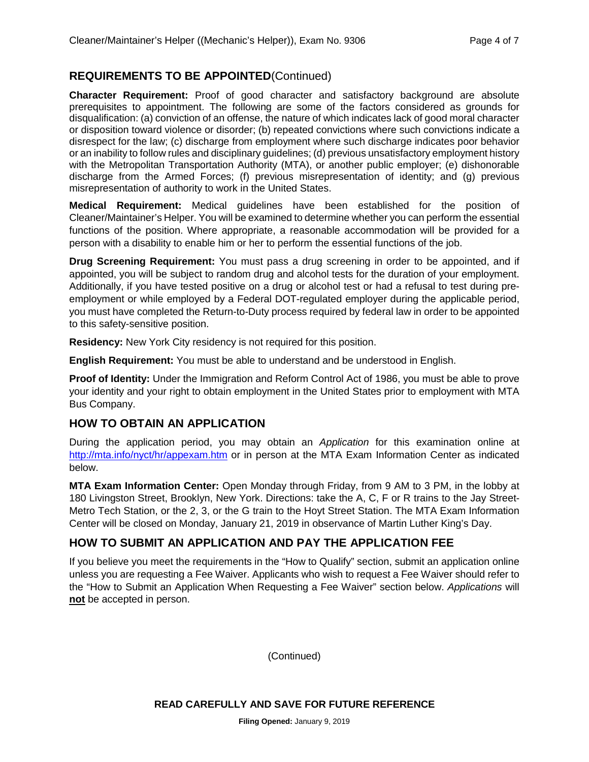## REQUIREMENTS TO BE APPOINTED (Continued)

**Character Requirement:** Proof of good character and satisfactory background are absolute prerequisites to appointment. The following are some of the factors considered as grounds for disqualification: (a) conviction of an offense, the nature of which indicates lack of good moral character or disposition toward violence or disorder; (b) repeated convictions where such convictions indicate a disrespect for the law; (c) discharge from employment where such discharge indicates poor behavior or an inability to follow rules and disciplinary guidelines; (d) previous unsatisfactory employment history with the Metropolitan Transportation Authority (MTA), or another public employer; (e) dishonorable discharge from the Armed Forces; (f) previous misrepresentation of identity; and (g) previous misrepresentation of authority to work in the United States.

**Medical Requirement:** Medical guidelines have been established for the position of Cleaner/Maintainer's Helper. You will be examined to determine whether you can perform the essential functions of the position. Where appropriate, a reasonable accommodation will be provided for a person with a disability to enable him or her to perform the essential functions of the job.

**Drug Screening Requirement:** You must pass a drug screening in order to be appointed, and if appointed, you will be subject to random drug and alcohol tests for the duration of your employment. Additionally, if you have tested positive on a drug or alcohol test or had a refusal to test during pre-employment or while employed by a Federal DOT-regulated employer during the applicable period, you must have completed the Return-to-Duty process required by federal law in order to be appointed to this safety-sensitive position.

**Residency:** New York City residency is not required for this position.

**English Requirement:** You must be able to understand and be understood in English.

**Proof of Identity:** Under the Immigration and Reform Control Act of 1986, you must be able to prove your identity and your right to obtain employment in the United States prior to employment with MTA Bus Company.

## HOW TO OBTAIN AN APPLICATION

During the application period, you may obtain an *Application* for this examination online at http://mta.info/nyct/hr/appexam.htm or in person at the MTA Exam Information Center as indicated below.

**MTA Exam Information Center:** Open Monday through Friday, from 9 AM to 3 PM, in the lobby at 180 Livingston Street, Brooklyn, New York. Directions: take the A, C, F or R trains to the Jay Street-Metro Tech Station, or the 2, 3, or the G train to the Hoyt Street Station. The MTA Exam Information Center will be closed on Monday, January 21, 2019 in observance of Martin Luther King's Day.

## HOW TO SUBMIT AN APPLICATION AND PAY THE APPLICATION FEE

If you believe you meet the requirements in the "How to Qualify" section, submit an application online unless you are requesting a Fee Waiver. Applicants who wish to request a Fee Waiver should refer to the "How to Submit an Application When Requesting a Fee Waiver" section below. *Applications* will **not** be accepted in person.

(Continued)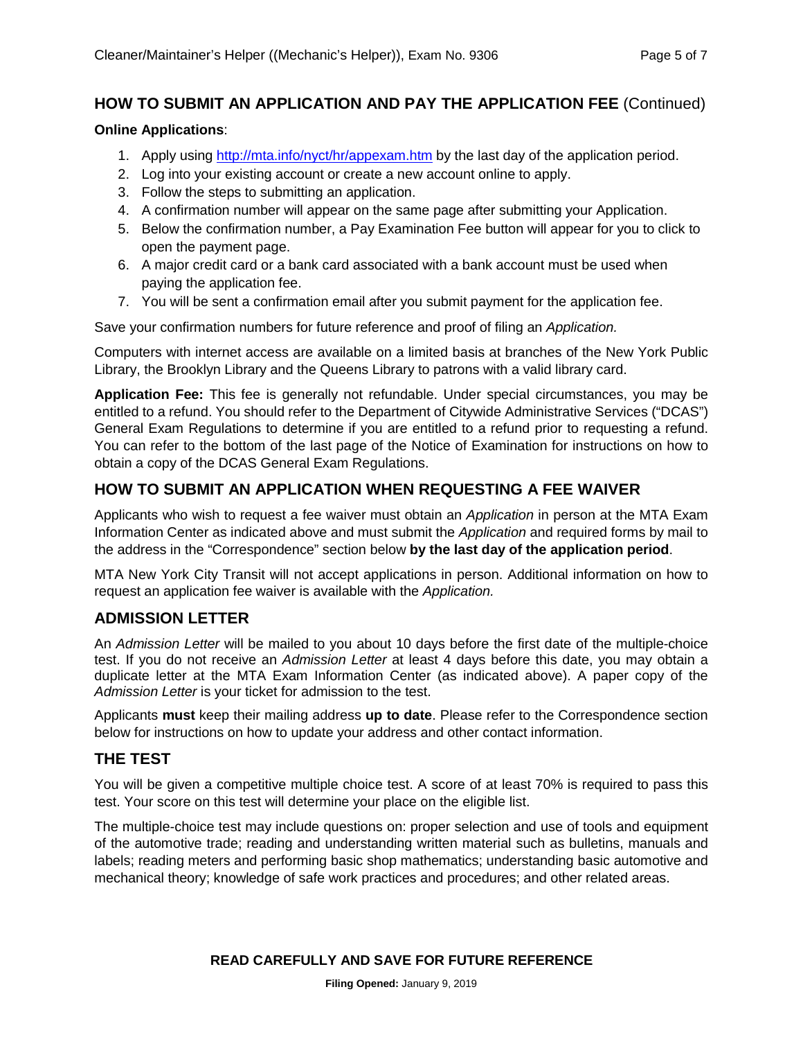## HOW TO SUBMIT AN APPLICATION AND PAY THE APPLICATION FEE (Continued)

**Online Applications**:

1. Apply using [http://mta.info/nyct/hr/appexam.htm](http://mta.info/nyct/hr/appexam.htm) by the last day of the application period.
2. Log into your existing account or create a new account online to apply.
3. Follow the steps to submitting an application.
4. A confirmation number will appear on the same page after submitting your Application.
5. Below the confirmation number, a Pay Examination Fee button will appear for you to click to open the payment page.
6. A major credit card or a bank card associated with a bank account must be used when paying the application fee.
7. You will be sent a confirmation email after you submit payment for the application fee.

Save your confirmation numbers for future reference and proof of filing an *Application.*

Computers with internet access are available on a limited basis at branches of the New York Public Library, the Brooklyn Library and the Queens Library to patrons with a valid library card.

**Application Fee:** This fee is generally not refundable. Under special circumstances, you may be entitled to a refund. You should refer to the Department of Citywide Administrative Services ("DCAS") General Exam Regulations to determine if you are entitled to a refund prior to requesting a refund. You can refer to the bottom of the last page of the Notice of Examination for instructions on how to obtain a copy of the DCAS General Exam Regulations.

## HOW TO SUBMIT AN APPLICATION WHEN REQUESTING A FEE WAIVER

Applicants who wish to request a fee waiver must obtain an *Application* in person at the MTA Exam Information Center as indicated above and must submit the *Application* and required forms by mail to the address in the "Correspondence" section below **by the last day of the application period**.

MTA New York City Transit will not accept applications in person. Additional information on how to request an application fee waiver is available with the *Application.*

## ADMISSION LETTER

An *Admission Letter* will be mailed to you about 10 days before the first date of the multiple-choice test. If you do not receive an *Admission Letter* at least 4 days before this date, you may obtain a duplicate letter at the MTA Exam Information Center (as indicated above). A paper copy of the *Admission Letter* is your ticket for admission to the test.

Applicants **must** keep their mailing address **up to date**. Please refer to the Correspondence section below for instructions on how to update your address and other contact information.

## THE TEST

You will be given a competitive multiple choice test. A score of at least 70% is required to pass this test. Your score on this test will determine your place on the eligible list.

The multiple-choice test may include questions on: proper selection and use of tools and equipment of the automotive trade; reading and understanding written material such as bulletins, manuals and labels; reading meters and performing basic shop mathematics; understanding basic automotive and mechanical theory; knowledge of safe work practices and procedures; and other related areas.

**READ CAREFULLY AND SAVE FOR FUTURE REFERENCE**

**Filing Opened:** January 9, 2019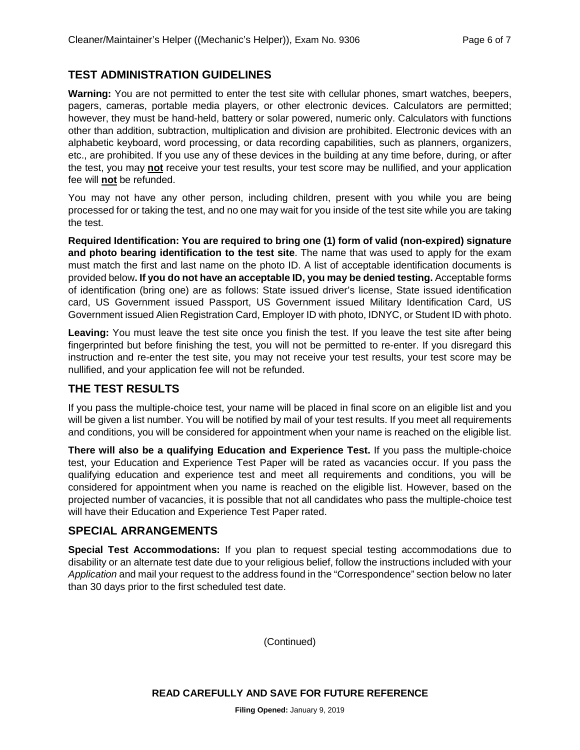## TEST ADMINISTRATION GUIDELINES

**Warning:** You are not permitted to enter the test site with cellular phones, smart watches, beepers, pagers, cameras, portable media players, or other electronic devices. Calculators are permitted; however, they must be hand-held, battery or solar powered, numeric only. Calculators with functions other than addition, subtraction, multiplication and division are prohibited. Electronic devices with an alphabetic keyboard, word processing, or data recording capabilities, such as planners, organizers, etc., are prohibited. If you use any of these devices in the building at any time before, during, or after the test, you may **not** receive your test results, your test score may be nullified, and your application fee will **not** be refunded.

You may not have any other person, including children, present with you while you are being processed for or taking the test, and no one may wait for you inside of the test site while you are taking the test.

**Required Identification: You are required to bring one (1) form of valid (non-expired) signature and photo bearing identification to the test site**. The name that was used to apply for the exam must match the first and last name on the photo ID. A list of acceptable identification documents is provided below**. If you do not have an acceptable ID, you may be denied testing.** Acceptable forms of identification (bring one) are as follows: State issued driver's license, State issued identification card, US Government issued Passport, US Government issued Military Identification Card, US Government issued Alien Registration Card, Employer ID with photo, IDNYC, or Student ID with photo.

**Leaving:** You must leave the test site once you finish the test. If you leave the test site after being fingerprinted but before finishing the test, you will not be permitted to re-enter. If you disregard this instruction and re-enter the test site, you may not receive your test results, your test score may be nullified, and your application fee will not be refunded.

## THE TEST RESULTS

If you pass the multiple-choice test, your name will be placed in final score on an eligible list and you will be given a list number. You will be notified by mail of your test results. If you meet all requirements and conditions, you will be considered for appointment when your name is reached on the eligible list.

**There will also be a qualifying Education and Experience Test.** If you pass the multiple-choice test, your Education and Experience Test Paper will be rated as vacancies occur. If you pass the qualifying education and experience test and meet all requirements and conditions, you will be considered for appointment when you name is reached on the eligible list. However, based on the projected number of vacancies, it is possible that not all candidates who pass the multiple-choice test will have their Education and Experience Test Paper rated.

## SPECIAL ARRANGEMENTS

**Special Test Accommodations:** If you plan to request special testing accommodations due to disability or an alternate test date due to your religious belief, follow the instructions included with your *Application* and mail your request to the address found in the "Correspondence" section below no later than 30 days prior to the first scheduled test date.

(Continued)

**READ CAREFULLY AND SAVE FOR FUTURE REFERENCE**

**Filing Opened:** January 9, 2019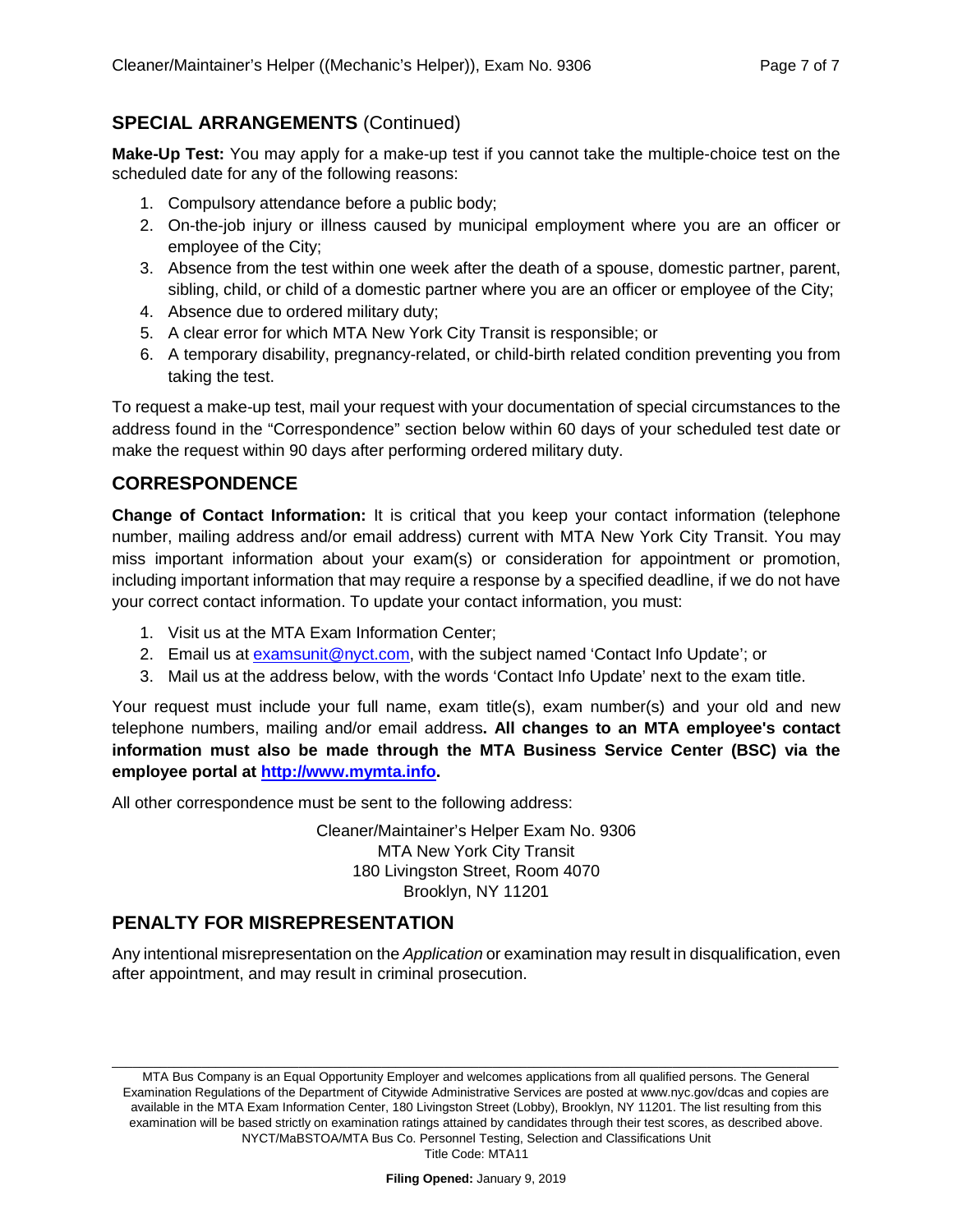## SPECIAL ARRANGEMENTS (Continued)

**Make-Up Test:** You may apply for a make-up test if you cannot take the multiple-choice test on the scheduled date for any of the following reasons:

1. Compulsory attendance before a public body;
2. On-the-job injury or illness caused by municipal employment where you are an officer or employee of the City;
3. Absence from the test within one week after the death of a spouse, domestic partner, parent, sibling, child, or child of a domestic partner where you are an officer or employee of the City;
4. Absence due to ordered military duty;
5. A clear error for which MTA New York City Transit is responsible; or
6. A temporary disability, pregnancy-related, or child-birth related condition preventing you from taking the test.

To request a make-up test, mail your request with your documentation of special circumstances to the address found in the "Correspondence" section below within 60 days of your scheduled test date or make the request within 90 days after performing ordered military duty.

## CORRESPONDENCE

**Change of Contact Information:** It is critical that you keep your contact information (telephone number, mailing address and/or email address) current with MTA New York City Transit. You may miss important information about your exam(s) or consideration for appointment or promotion, including important information that may require a response by a specified deadline, if we do not have your correct contact information. To update your contact information, you must:

1. Visit us at the MTA Exam Information Center;
2. Email us at examsunit@nyct.com, with the subject named 'Contact Info Update'; or
3. Mail us at the address below, with the words 'Contact Info Update' next to the exam title.

Your request must include your full name, exam title(s), exam number(s) and your old and new telephone numbers, mailing and/or email address**. All changes to an MTA employee's contact information must also be made through the MTA Business Service Center (BSC) via the employee portal at http://www.mymta.info.**

All other correspondence must be sent to the following address:

Cleaner/Maintainer's Helper Exam No. 9306
MTA New York City Transit
180 Livingston Street, Room 4070
Brooklyn, NY 11201

## PENALTY FOR MISREPRESENTATION

Any intentional misrepresentation on the *Application* or examination may result in disqualification, even after appointment, and may result in criminal prosecution.

MTA Bus Company is an Equal Opportunity Employer and welcomes applications from all qualified persons. The General Examination Regulations of the Department of Citywide Administrative Services are posted at www.nyc.gov/dcas and copies are available in the MTA Exam Information Center, 180 Livingston Street (Lobby), Brooklyn, NY 11201. The list resulting from this examination will be based strictly on examination ratings attained by candidates through their test scores, as described above.
NYCT/MaBSTOA/MTA Bus Co. Personnel Testing, Selection and Classifications Unit
Title Code: MTA11

**Filing Opened:** January 9, 2019